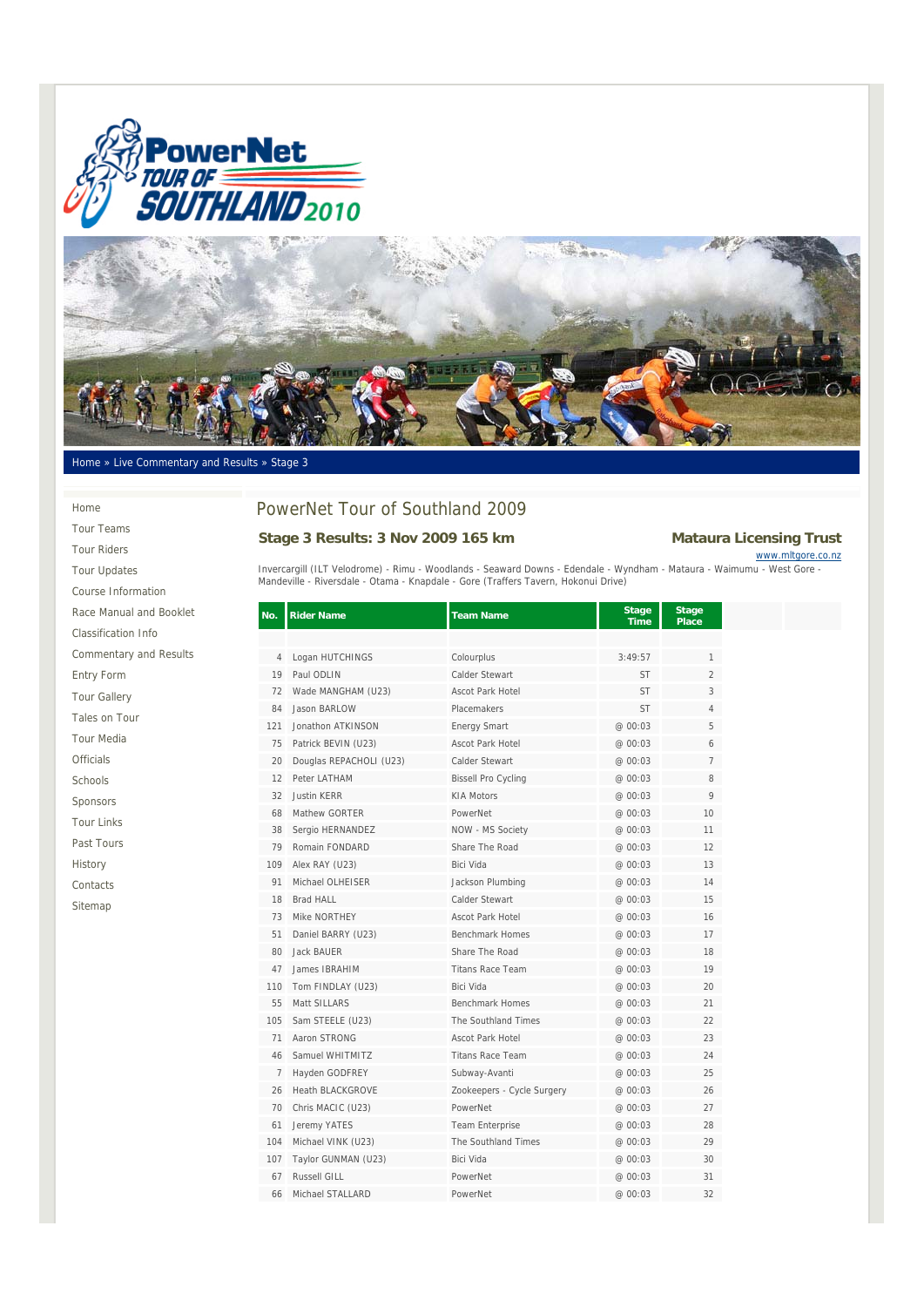Home » Live Commentary and Results » Stage 3

- Home
- Tour Teams
- Tour Riders
- Tour Updates
- Course Information
- Race Manual and Booklet
- Classification Info
- Commentary and Results
- Entry Form
- Tour Gallery
- Tales on Tour
- Tour Media
- Officials
- Schools
- Sponsors
- Tour Links
- Past Tours
- History
- Contacts
- Sitemap

# PowerNet Tour of Southland 2009

## Stage 3 Results: 3 Nov 2009 165 km

**Mataura Licensing Trust**

www.mltgore.co.nz

Invercargill (ILT Velodrome) - Rimu - Woodlands - Seaward Downs - Edendale - Wyndham - Mataura - Waimumu - West Gore - Mandeville - Riversdale - Otama - Knapdale - Gore (Traffers Tavern, Hokonui Drive)

| No. | Rider Name | Team Name | Stage Time | Stage Place |
|---|---|---|---|---|
| 4 | Logan HUTCHINGS | Colourplus | 3:49:57 | 1 |
| 19 | Paul ODLIN | Calder Stewart | ST | 2 |
| 72 | Wade MANGHAM (U23) | Ascot Park Hotel | ST | 3 |
| 84 | Jason BARLOW | Placemakers | ST | 4 |
| 121 | Jonathon ATKINSON | Energy Smart | @ 00:03 | 5 |
| 75 | Patrick BEVIN (U23) | Ascot Park Hotel | @ 00:03 | 6 |
| 20 | Douglas REPACHOLI (U23) | Calder Stewart | @ 00:03 | 7 |
| 12 | Peter LATHAM | Bissell Pro Cycling | @ 00:03 | 8 |
| 32 | Justin KERR | KIA Motors | @ 00:03 | 9 |
| 68 | Mathew GORTER | PowerNet | @ 00:03 | 10 |
| 38 | Sergio HERNANDEZ | NOW - MS Society | @ 00:03 | 11 |
| 79 | Romain FONDARD | Share The Road | @ 00:03 | 12 |
| 109 | Alex RAY (U23) | Bici Vida | @ 00:03 | 13 |
| 91 | Michael OLHEISER | Jackson Plumbing | @ 00:03 | 14 |
| 18 | Brad HALL | Calder Stewart | @ 00:03 | 15 |
| 73 | Mike NORTHEY | Ascot Park Hotel | @ 00:03 | 16 |
| 51 | Daniel BARRY (U23) | Benchmark Homes | @ 00:03 | 17 |
| 80 | Jack BAUER | Share The Road | @ 00:03 | 18 |
| 47 | James IBRAHIM | Titans Race Team | @ 00:03 | 19 |
| 110 | Tom FINDLAY (U23) | Bici Vida | @ 00:03 | 20 |
| 55 | Matt SILLARS | Benchmark Homes | @ 00:03 | 21 |
| 105 | Sam STEELE (U23) | The Southland Times | @ 00:03 | 22 |
| 71 | Aaron STRONG | Ascot Park Hotel | @ 00:03 | 23 |
| 46 | Samuel WHITMITZ | Titans Race Team | @ 00:03 | 24 |
| 7 | Hayden GODFREY | Subway-Avanti | @ 00:03 | 25 |
| 26 | Heath BLACKGROVE | Zookeepers - Cycle Surgery | @ 00:03 | 26 |
| 70 | Chris MACIC (U23) | PowerNet | @ 00:03 | 27 |
| 61 | Jeremy YATES | Team Enterprise | @ 00:03 | 28 |
| 104 | Michael VINK (U23) | The Southland Times | @ 00:03 | 29 |
| 107 | Taylor GUNMAN (U23) | Bici Vida | @ 00:03 | 30 |
| 67 | Russell GILL | PowerNet | @ 00:03 | 31 |
| 66 | Michael STALLARD | PowerNet | @ 00:03 | 32 |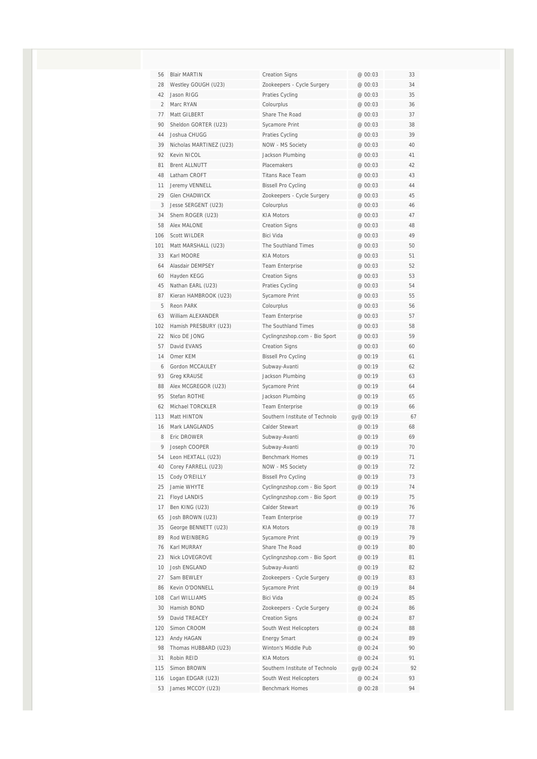| | | | | |
|---|---|---|---|---|
| 56 | Blair MARTIN | Creation Signs | @ 00:03 | 33 |
| 28 | Westley GOUGH (U23) | Zookeepers - Cycle Surgery | @ 00:03 | 34 |
| 42 | Jason RIGG | Praties Cycling | @ 00:03 | 35 |
| 2 | Marc RYAN | Colourplus | @ 00:03 | 36 |
| 77 | Matt GILBERT | Share The Road | @ 00:03 | 37 |
| 90 | Sheldon GORTER (U23) | Sycamore Print | @ 00:03 | 38 |
| 44 | Joshua CHUGG | Praties Cycling | @ 00:03 | 39 |
| 39 | Nicholas MARTINEZ (U23) | NOW - MS Society | @ 00:03 | 40 |
| 92 | Kevin NICOL | Jackson Plumbing | @ 00:03 | 41 |
| 81 | Brent ALLNUTT | Placemakers | @ 00:03 | 42 |
| 48 | Latham CROFT | Titans Race Team | @ 00:03 | 43 |
| 11 | Jeremy VENNELL | Bissell Pro Cycling | @ 00:03 | 44 |
| 29 | Glen CHADWICK | Zookeepers - Cycle Surgery | @ 00:03 | 45 |
| 3 | Jesse SERGENT (U23) | Colourplus | @ 00:03 | 46 |
| 34 | Shem ROGER (U23) | KIA Motors | @ 00:03 | 47 |
| 58 | Alex MALONE | Creation Signs | @ 00:03 | 48 |
| 106 | Scott WILDER | Bici Vida | @ 00:03 | 49 |
| 101 | Matt MARSHALL (U23) | The Southland Times | @ 00:03 | 50 |
| 33 | Karl MOORE | KIA Motors | @ 00:03 | 51 |
| 64 | Alasdair DEMPSEY | Team Enterprise | @ 00:03 | 52 |
| 60 | Hayden KEGG | Creation Signs | @ 00:03 | 53 |
| 45 | Nathan EARL (U23) | Praties Cycling | @ 00:03 | 54 |
| 87 | Kieran HAMBROOK (U23) | Sycamore Print | @ 00:03 | 55 |
| 5 | Reon PARK | Colourplus | @ 00:03 | 56 |
| 63 | William ALEXANDER | Team Enterprise | @ 00:03 | 57 |
| 102 | Hamish PRESBURY (U23) | The Southland Times | @ 00:03 | 58 |
| 22 | Nico DE JONG | Cyclingnzshop.com - Bio Sport | @ 00:03 | 59 |
| 57 | David EVANS | Creation Signs | @ 00:03 | 60 |
| 14 | Omer KEM | Bissell Pro Cycling | @ 00:19 | 61 |
| 6 | Gordon MCCAULEY | Subway-Avanti | @ 00:19 | 62 |
| 93 | Greg KRAUSE | Jackson Plumbing | @ 00:19 | 63 |
| 88 | Alex MCGREGOR (U23) | Sycamore Print | @ 00:19 | 64 |
| 95 | Stefan ROTHE | Jackson Plumbing | @ 00:19 | 65 |
| 62 | Michael TORCKLER | Team Enterprise | @ 00:19 | 66 |
| 113 | Matt HINTON | Southern Institute of Technolo | gy@ 00:19 | 67 |
| 16 | Mark LANGLANDS | Calder Stewart | @ 00:19 | 68 |
| 8 | Eric DROWER | Subway-Avanti | @ 00:19 | 69 |
| 9 | Joseph COOPER | Subway-Avanti | @ 00:19 | 70 |
| 54 | Leon HEXTALL (U23) | Benchmark Homes | @ 00:19 | 71 |
| 40 | Corey FARRELL (U23) | NOW - MS Society | @ 00:19 | 72 |
| 15 | Cody O'REILLY | Bissell Pro Cycling | @ 00:19 | 73 |
| 25 | Jamie WHYTE | Cyclingnzshop.com - Bio Sport | @ 00:19 | 74 |
| 21 | Floyd LANDIS | Cyclingnzshop.com - Bio Sport | @ 00:19 | 75 |
| 17 | Ben KING (U23) | Calder Stewart | @ 00:19 | 76 |
| 65 | Josh BROWN (U23) | Team Enterprise | @ 00:19 | 77 |
| 35 | George BENNETT (U23) | KIA Motors | @ 00:19 | 78 |
| 89 | Rod WEINBERG | Sycamore Print | @ 00:19 | 79 |
| 76 | Karl MURRAY | Share The Road | @ 00:19 | 80 |
| 23 | Nick LOVEGROVE | Cyclingnzshop.com - Bio Sport | @ 00:19 | 81 |
| 10 | Josh ENGLAND | Subway-Avanti | @ 00:19 | 82 |
| 27 | Sam BEWLEY | Zookeepers - Cycle Surgery | @ 00:19 | 83 |
| 86 | Kevin O'DONNELL | Sycamore Print | @ 00:19 | 84 |
| 108 | Carl WILLIAMS | Bici Vida | @ 00:24 | 85 |
| 30 | Hamish BOND | Zookeepers - Cycle Surgery | @ 00:24 | 86 |
| 59 | David TREACEY | Creation Signs | @ 00:24 | 87 |
| 120 | Simon CROOM | South West Helicopters | @ 00:24 | 88 |
| 123 | Andy HAGAN | Energy Smart | @ 00:24 | 89 |
| 98 | Thomas HUBBARD (U23) | Winton's Middle Pub | @ 00:24 | 90 |
| 31 | Robin REID | KIA Motors | @ 00:24 | 91 |
| 115 | Simon BROWN | Southern Institute of Technolo | gy@ 00:24 | 92 |
| 116 | Logan EDGAR (U23) | South West Helicopters | @ 00:24 | 93 |
| 53 | James MCCOY (U23) | Benchmark Homes | @ 00:28 | 94 |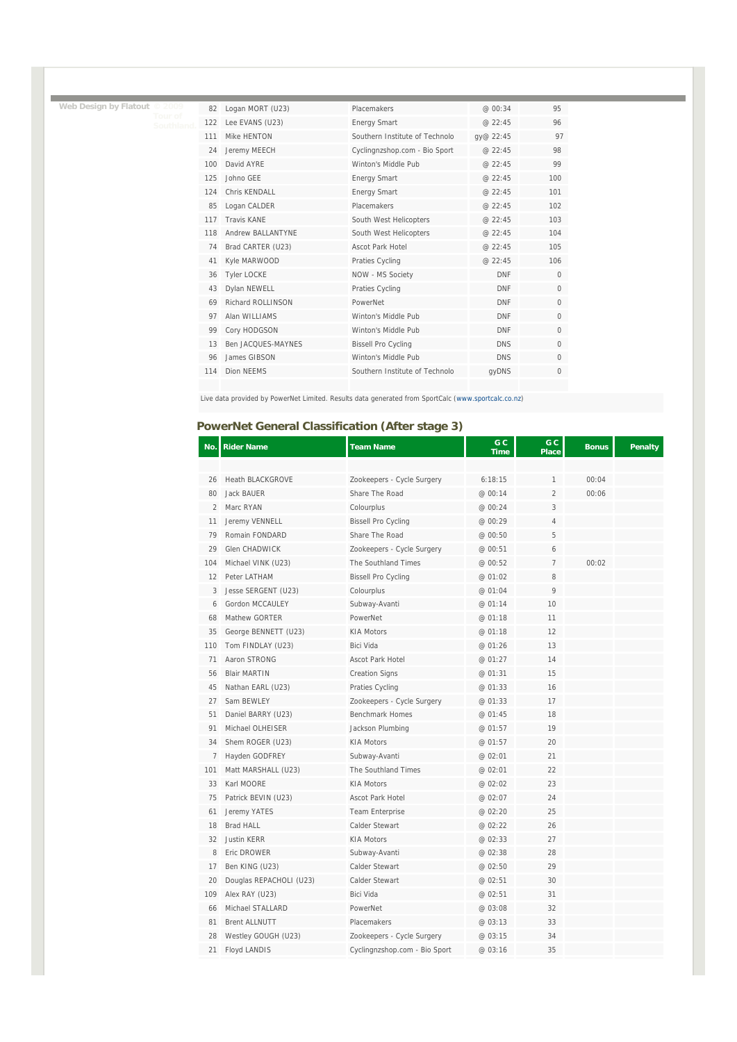Web Design by Flatout © 2009 Tour of Southland

| | | | | |
|---|---|---|---|---|
| 82 | Logan MORT (U23) | Placemakers | @ 00:34 | 95 |
| 122 | Lee EVANS (U23) | Energy Smart | @ 22:45 | 96 |
| 111 | Mike HENTON | Southern Institute of Technolo | gy@ 22:45 | 97 |
| 24 | Jeremy MEECH | Cyclingnzshop.com - Bio Sport | @ 22:45 | 98 |
| 100 | David AYRE | Winton's Middle Pub | @ 22:45 | 99 |
| 125 | Johno GEE | Energy Smart | @ 22:45 | 100 |
| 124 | Chris KENDALL | Energy Smart | @ 22:45 | 101 |
| 85 | Logan CALDER | Placemakers | @ 22:45 | 102 |
| 117 | Travis KANE | South West Helicopters | @ 22:45 | 103 |
| 118 | Andrew BALLANTYNE | South West Helicopters | @ 22:45 | 104 |
| 74 | Brad CARTER (U23) | Ascot Park Hotel | @ 22:45 | 105 |
| 41 | Kyle MARWOOD | Praties Cycling | @ 22:45 | 106 |
| 36 | Tyler LOCKE | NOW - MS Society | DNF | 0 |
| 43 | Dylan NEWELL | Praties Cycling | DNF | 0 |
| 69 | Richard ROLLINSON | PowerNet | DNF | 0 |
| 97 | Alan WILLIAMS | Winton's Middle Pub | DNF | 0 |
| 99 | Cory HODGSON | Winton's Middle Pub | DNF | 0 |
| 13 | Ben JACQUES-MAYNES | Bissell Pro Cycling | DNS | 0 |
| 96 | James GIBSON | Winton's Middle Pub | DNS | 0 |
| 114 | Dion NEEMS | Southern Institute of Technolo | gyDNS | 0 |

Live data provided by PowerNet Limited. Results data generated from SportCalc (www.sportcalc.co.nz)

## PowerNet General Classification (After stage 3)

| No. | Rider Name | Team Name | GC Time | GC Place | Bonus | Penalty |
|---|---|---|---|---|---|---|
| 26 | Heath BLACKGROVE | Zookeepers - Cycle Surgery | 6:18:15 | 1 | 00:04 | |
| 80 | Jack BAUER | Share The Road | @ 00:14 | 2 | 00:06 | |
| 2 | Marc RYAN | Colourplus | @ 00:24 | 3 | | |
| 11 | Jeremy VENNELL | Bissell Pro Cycling | @ 00:29 | 4 | | |
| 79 | Romain FONDARD | Share The Road | @ 00:50 | 5 | | |
| 29 | Glen CHADWICK | Zookeepers - Cycle Surgery | @ 00:51 | 6 | | |
| 104 | Michael VINK (U23) | The Southland Times | @ 00:52 | 7 | 00:02 | |
| 12 | Peter LATHAM | Bissell Pro Cycling | @ 01:02 | 8 | | |
| 3 | Jesse SERGENT (U23) | Colourplus | @ 01:04 | 9 | | |
| 6 | Gordon MCCAULEY | Subway-Avanti | @ 01:14 | 10 | | |
| 68 | Mathew GORTER | PowerNet | @ 01:18 | 11 | | |
| 35 | George BENNETT (U23) | KIA Motors | @ 01:18 | 12 | | |
| 110 | Tom FINDLAY (U23) | Bici Vida | @ 01:26 | 13 | | |
| 71 | Aaron STRONG | Ascot Park Hotel | @ 01:27 | 14 | | |
| 56 | Blair MARTIN | Creation Signs | @ 01:31 | 15 | | |
| 45 | Nathan EARL (U23) | Praties Cycling | @ 01:33 | 16 | | |
| 27 | Sam BEWLEY | Zookeepers - Cycle Surgery | @ 01:33 | 17 | | |
| 51 | Daniel BARRY (U23) | Benchmark Homes | @ 01:45 | 18 | | |
| 91 | Michael OLHEISER | Jackson Plumbing | @ 01:57 | 19 | | |
| 34 | Shem ROGER (U23) | KIA Motors | @ 01:57 | 20 | | |
| 7 | Hayden GODFREY | Subway-Avanti | @ 02:01 | 21 | | |
| 101 | Matt MARSHALL (U23) | The Southland Times | @ 02:01 | 22 | | |
| 33 | Karl MOORE | KIA Motors | @ 02:02 | 23 | | |
| 75 | Patrick BEVIN (U23) | Ascot Park Hotel | @ 02:07 | 24 | | |
| 61 | Jeremy YATES | Team Enterprise | @ 02:20 | 25 | | |
| 18 | Brad HALL | Calder Stewart | @ 02:22 | 26 | | |
| 32 | Justin KERR | KIA Motors | @ 02:33 | 27 | | |
| 8 | Eric DROWER | Subway-Avanti | @ 02:38 | 28 | | |
| 17 | Ben KING (U23) | Calder Stewart | @ 02:50 | 29 | | |
| 20 | Douglas REPACHOLI (U23) | Calder Stewart | @ 02:51 | 30 | | |
| 109 | Alex RAY (U23) | Bici Vida | @ 02:51 | 31 | | |
| 66 | Michael STALLARD | PowerNet | @ 03:08 | 32 | | |
| 81 | Brent ALLNUTT | Placemakers | @ 03:13 | 33 | | |
| 28 | Westley GOUGH (U23) | Zookeepers - Cycle Surgery | @ 03:15 | 34 | | |
| 21 | Floyd LANDIS | Cyclingnzshop.com - Bio Sport | @ 03:16 | 35 | | |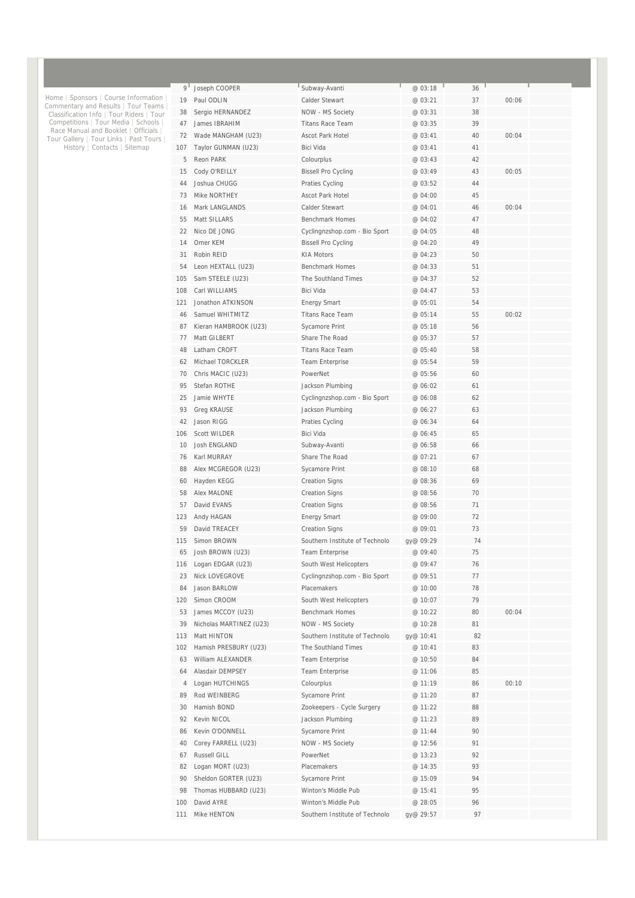Home | Sponsors | Course Information | Commentary and Results | Tour Teams | Classification Info | Tour Riders | Tour Competitions | Tour Media | Schools | Race Manual and Booklet | Officials | Tour Gallery | Tour Links | Past Tours | History | Contacts | Sitemap

| | | | | | | |
|---|---|---|---|---|---|---|
| 9 | Joseph COOPER | Subway-Avanti | @ 03:18 | 36 | | |
| 19 | Paul ODLIN | Calder Stewart | @ 03:21 | 37 | 00:06 | |
| 38 | Sergio HERNANDEZ | NOW - MS Society | @ 03:31 | 38 | | |
| 47 | James IBRAHIM | Titans Race Team | @ 03:35 | 39 | | |
| 72 | Wade MANGHAM (U23) | Ascot Park Hotel | @ 03:41 | 40 | 00:04 | |
| 107 | Taylor GUNMAN (U23) | Bici Vida | @ 03:41 | 41 | | |
| 5 | Reon PARK | Colourplus | @ 03:43 | 42 | | |
| 15 | Cody O'REILLY | Bissell Pro Cycling | @ 03:49 | 43 | 00:05 | |
| 44 | Joshua CHUGG | Praties Cycling | @ 03:52 | 44 | | |
| 73 | Mike NORTHEY | Ascot Park Hotel | @ 04:00 | 45 | | |
| 16 | Mark LANGLANDS | Calder Stewart | @ 04:01 | 46 | 00:04 | |
| 55 | Matt SILLARS | Benchmark Homes | @ 04:02 | 47 | | |
| 22 | Nico DE JONG | Cyclingnzshop.com - Bio Sport | @ 04:05 | 48 | | |
| 14 | Omer KEM | Bissell Pro Cycling | @ 04:20 | 49 | | |
| 31 | Robin REID | KIA Motors | @ 04:23 | 50 | | |
| 54 | Leon HEXTALL (U23) | Benchmark Homes | @ 04:33 | 51 | | |
| 105 | Sam STEELE (U23) | The Southland Times | @ 04:37 | 52 | | |
| 108 | Carl WILLIAMS | Bici Vida | @ 04:47 | 53 | | |
| 121 | Jonathon ATKINSON | Energy Smart | @ 05:01 | 54 | | |
| 46 | Samuel WHITMITZ | Titans Race Team | @ 05:14 | 55 | 00:02 | |
| 87 | Kieran HAMBROOK (U23) | Sycamore Print | @ 05:18 | 56 | | |
| 77 | Matt GILBERT | Share The Road | @ 05:37 | 57 | | |
| 48 | Latham CROFT | Titans Race Team | @ 05:40 | 58 | | |
| 62 | Michael TORCKLER | Team Enterprise | @ 05:54 | 59 | | |
| 70 | Chris MACIC (U23) | PowerNet | @ 05:56 | 60 | | |
| 95 | Stefan ROTHE | Jackson Plumbing | @ 06:02 | 61 | | |
| 25 | Jamie WHYTE | Cyclingnzshop.com - Bio Sport | @ 06:08 | 62 | | |
| 93 | Greg KRAUSE | Jackson Plumbing | @ 06:27 | 63 | | |
| 42 | Jason RIGG | Praties Cycling | @ 06:34 | 64 | | |
| 106 | Scott WILDER | Bici Vida | @ 06:45 | 65 | | |
| 10 | Josh ENGLAND | Subway-Avanti | @ 06:58 | 66 | | |
| 76 | Karl MURRAY | Share The Road | @ 07:21 | 67 | | |
| 88 | Alex MCGREGOR (U23) | Sycamore Print | @ 08:10 | 68 | | |
| 60 | Hayden KEGG | Creation Signs | @ 08:36 | 69 | | |
| 58 | Alex MALONE | Creation Signs | @ 08:56 | 70 | | |
| 57 | David EVANS | Creation Signs | @ 08:56 | 71 | | |
| 123 | Andy HAGAN | Energy Smart | @ 09:00 | 72 | | |
| 59 | David TREACEY | Creation Signs | @ 09:01 | 73 | | |
| 115 | Simon BROWN | Southern Institute of Technology | @ 09:29 | 74 | | |
| 65 | Josh BROWN (U23) | Team Enterprise | @ 09:40 | 75 | | |
| 116 | Logan EDGAR (U23) | South West Helicopters | @ 09:47 | 76 | | |
| 23 | Nick LOVEGROVE | Cyclingnzshop.com - Bio Sport | @ 09:51 | 77 | | |
| 84 | Jason BARLOW | Placemakers | @ 10:00 | 78 | | |
| 120 | Simon CROOM | South West Helicopters | @ 10:07 | 79 | | |
| 53 | James MCCOY (U23) | Benchmark Homes | @ 10:22 | 80 | 00:04 | |
| 39 | Nicholas MARTINEZ (U23) | NOW - MS Society | @ 10:28 | 81 | | |
| 113 | Matt HINTON | Southern Institute of Technology | @ 10:41 | 82 | | |
| 102 | Hamish PRESBURY (U23) | The Southland Times | @ 10:41 | 83 | | |
| 63 | William ALEXANDER | Team Enterprise | @ 10:50 | 84 | | |
| 64 | Alasdair DEMPSEY | Team Enterprise | @ 11:06 | 85 | | |
| 4 | Logan HUTCHINGS | Colourplus | @ 11:19 | 86 | 00:10 | |
| 89 | Rod WEINBERG | Sycamore Print | @ 11:20 | 87 | | |
| 30 | Hamish BOND | Zookeepers - Cycle Surgery | @ 11:22 | 88 | | |
| 92 | Kevin NICOL | Jackson Plumbing | @ 11:23 | 89 | | |
| 86 | Kevin O'DONNELL | Sycamore Print | @ 11:44 | 90 | | |
| 40 | Corey FARRELL (U23) | NOW - MS Society | @ 12:56 | 91 | | |
| 67 | Russell GILL | PowerNet | @ 13:23 | 92 | | |
| 82 | Logan MORT (U23) | Placemakers | @ 14:35 | 93 | | |
| 90 | Sheldon GORTER (U23) | Sycamore Print | @ 15:09 | 94 | | |
| 98 | Thomas HUBBARD (U23) | Winton's Middle Pub | @ 15:41 | 95 | | |
| 100 | David AYRE | Winton's Middle Pub | @ 28:05 | 96 | | |
| 111 | Mike HENTON | Southern Institute of Technology | @ 29:57 | 97 | | |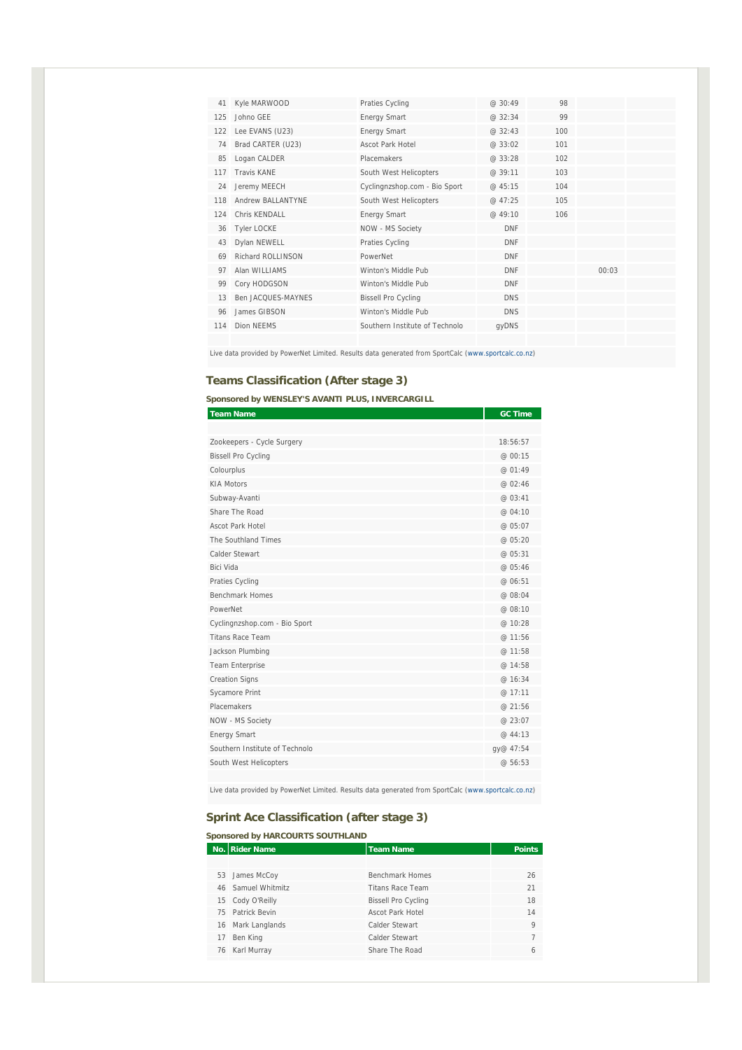| | | | | | | |
|---|---|---|---|---|---|---|
| 41 | Kyle MARWOOD | Praties Cycling | @ 30:49 | 98 | | |
| 125 | Johno GEE | Energy Smart | @ 32:34 | 99 | | |
| 122 | Lee EVANS (U23) | Energy Smart | @ 32:43 | 100 | | |
| 74 | Brad CARTER (U23) | Ascot Park Hotel | @ 33:02 | 101 | | |
| 85 | Logan CALDER | Placemakers | @ 33:28 | 102 | | |
| 117 | Travis KANE | South West Helicopters | @ 39:11 | 103 | | |
| 24 | Jeremy MEECH | Cyclingnzshop.com - Bio Sport | @ 45:15 | 104 | | |
| 118 | Andrew BALLANTYNE | South West Helicopters | @ 47:25 | 105 | | |
| 124 | Chris KENDALL | Energy Smart | @ 49:10 | 106 | | |
| 36 | Tyler LOCKE | NOW - MS Society | DNF | | | |
| 43 | Dylan NEWELL | Praties Cycling | DNF | | | |
| 69 | Richard ROLLINSON | PowerNet | DNF | | | |
| 97 | Alan WILLIAMS | Winton's Middle Pub | DNF | | 00:03 | |
| 99 | Cory HODGSON | Winton's Middle Pub | DNF | | | |
| 13 | Ben JACQUES-MAYNES | Bissell Pro Cycling | DNS | | | |
| 96 | James GIBSON | Winton's Middle Pub | DNS | | | |
| 114 | Dion NEEMS | Southern Institute of Technolo | gyDNS | | | |

Live data provided by PowerNet Limited. Results data generated from SportCalc (www.sportcalc.co.nz)

## Teams Classification (After stage 3)

**Sponsored by WENSLEY'S AVANTI PLUS, INVERCARGILL**

| Team Name | GC Time |
|---|---|
| Zookeepers - Cycle Surgery | 18:56:57 |
| Bissell Pro Cycling | @ 00:15 |
| Colourplus | @ 01:49 |
| KIA Motors | @ 02:46 |
| Subway-Avanti | @ 03:41 |
| Share The Road | @ 04:10 |
| Ascot Park Hotel | @ 05:07 |
| The Southland Times | @ 05:20 |
| Calder Stewart | @ 05:31 |
| Bici Vida | @ 05:46 |
| Praties Cycling | @ 06:51 |
| Benchmark Homes | @ 08:04 |
| PowerNet | @ 08:10 |
| Cyclingnzshop.com - Bio Sport | @ 10:28 |
| Titans Race Team | @ 11:56 |
| Jackson Plumbing | @ 11:58 |
| Team Enterprise | @ 14:58 |
| Creation Signs | @ 16:34 |
| Sycamore Print | @ 17:11 |
| Placemakers | @ 21:56 |
| NOW - MS Society | @ 23:07 |
| Energy Smart | @ 44:13 |
| Southern Institute of Technolo | gy@ 47:54 |
| South West Helicopters | @ 56:53 |

Live data provided by PowerNet Limited. Results data generated from SportCalc (www.sportcalc.co.nz)

## Sprint Ace Classification (after stage 3)

**Sponsored by HARCOURTS SOUTHLAND**

| No. | Rider Name | Team Name | Points |
|---|---|---|---|
| 53 | James McCoy | Benchmark Homes | 26 |
| 46 | Samuel Whitmitz | Titans Race Team | 21 |
| 15 | Cody O'Reilly | Bissell Pro Cycling | 18 |
| 75 | Patrick Bevin | Ascot Park Hotel | 14 |
| 16 | Mark Langlands | Calder Stewart | 9 |
| 17 | Ben King | Calder Stewart | 7 |
| 76 | Karl Murray | Share The Road | 6 |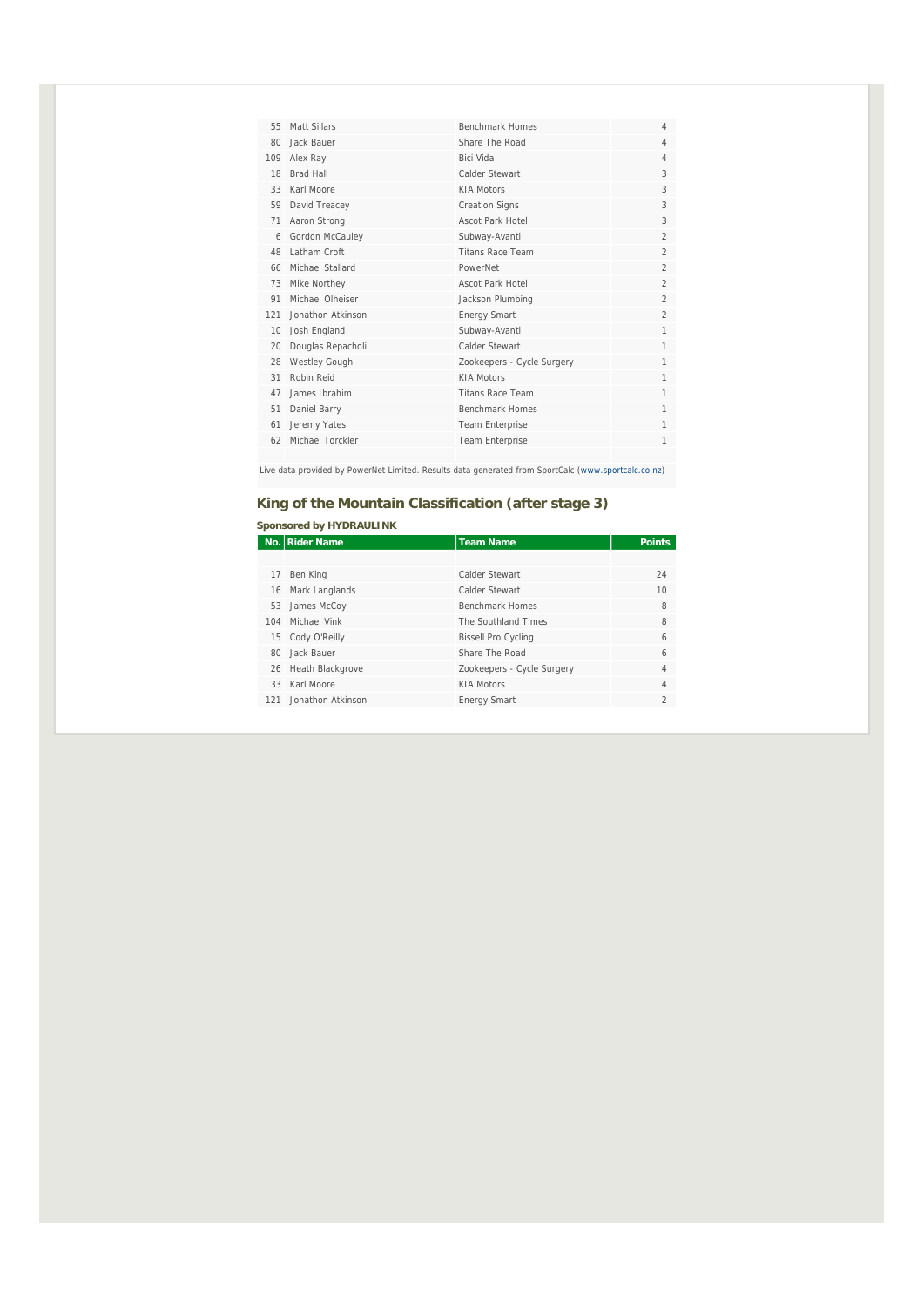| | | | |
|---|---|---|---|
| 55 | Matt Sillars | Benchmark Homes | 4 |
| 80 | Jack Bauer | Share The Road | 4 |
| 109 | Alex Ray | Bici Vida | 4 |
| 18 | Brad Hall | Calder Stewart | 3 |
| 33 | Karl Moore | KIA Motors | 3 |
| 59 | David Treacey | Creation Signs | 3 |
| 71 | Aaron Strong | Ascot Park Hotel | 3 |
| 6 | Gordon McCauley | Subway-Avanti | 2 |
| 48 | Latham Croft | Titans Race Team | 2 |
| 66 | Michael Stallard | PowerNet | 2 |
| 73 | Mike Northey | Ascot Park Hotel | 2 |
| 91 | Michael Olheiser | Jackson Plumbing | 2 |
| 121 | Jonathon Atkinson | Energy Smart | 2 |
| 10 | Josh England | Subway-Avanti | 1 |
| 20 | Douglas Repacholi | Calder Stewart | 1 |
| 28 | Westley Gough | Zookeepers - Cycle Surgery | 1 |
| 31 | Robin Reid | KIA Motors | 1 |
| 47 | James Ibrahim | Titans Race Team | 1 |
| 51 | Daniel Barry | Benchmark Homes | 1 |
| 61 | Jeremy Yates | Team Enterprise | 1 |
| 62 | Michael Torckler | Team Enterprise | 1 |

Live data provided by PowerNet Limited. Results data generated from SportCalc (www.sportcalc.co.nz)

## King of the Mountain Classification (after stage 3)

**Sponsored by HYDRAULINK**

| No. | Rider Name | Team Name | Points |
|---|---|---|---|
| 17 | Ben King | Calder Stewart | 24 |
| 16 | Mark Langlands | Calder Stewart | 10 |
| 53 | James McCoy | Benchmark Homes | 8 |
| 104 | Michael Vink | The Southland Times | 8 |
| 15 | Cody O'Reilly | Bissell Pro Cycling | 6 |
| 80 | Jack Bauer | Share The Road | 6 |
| 26 | Heath Blackgrove | Zookeepers - Cycle Surgery | 4 |
| 33 | Karl Moore | KIA Motors | 4 |
| 121 | Jonathon Atkinson | Energy Smart | 2 |